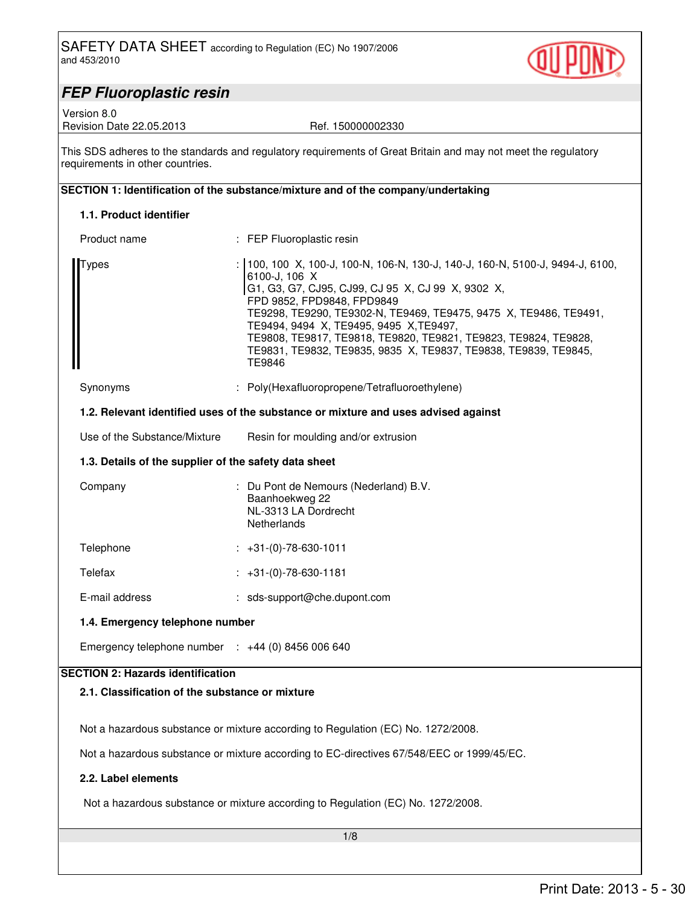SAFETY DATA SHEET according to Regulation (EC) No 1907/2006 and 453/2010

# FEP Fluoroplastic resin

Version 8.0
Revision Date 22.05.2013 Ref. 150000002330

This SDS adheres to the standards and regulatory requirements of Great Britain and may not meet the regulatory requirements in other countries.

## SECTION 1: Identification of the substance/mixture and of the company/undertaking

### 1.1. Product identifier

Product name : FEP Fluoroplastic resin

Types : 100, 100 X, 100-J, 100-N, 106-N, 130-J, 140-J, 160-N, 5100-J, 9494-J, 6100, 6100-J, 106 X
G1, G3, G7, CJ95, CJ99, CJ 95 X, CJ 99 X, 9302 X,
FPD 9852, FPD9848, FPD9849
TE9298, TE9290, TE9302-N, TE9469, TE9475, 9475 X, TE9486, TE9491, TE9494, 9494 X, TE9495, 9495 X,TE9497,
TE9808, TE9817, TE9818, TE9820, TE9821, TE9823, TE9824, TE9828, TE9831, TE9832, TE9835, 9835 X, TE9837, TE9838, TE9839, TE9845, TE9846

Synonyms : Poly(Hexafluoropropene/Tetrafluoroethylene)

### 1.2. Relevant identified uses of the substance or mixture and uses advised against

Use of the Substance/Mixture Resin for moulding and/or extrusion

### 1.3. Details of the supplier of the safety data sheet

Company : Du Pont de Nemours (Nederland) B.V.
Baanhoekweg 22
NL-3313 LA Dordrecht
Netherlands

Telephone : +31-(0)-78-630-1011

Telefax : +31-(0)-78-630-1181

E-mail address : sds-support@che.dupont.com

### 1.4. Emergency telephone number

Emergency telephone number : +44 (0) 8456 006 640

## SECTION 2: Hazards identification

### 2.1. Classification of the substance or mixture

Not a hazardous substance or mixture according to Regulation (EC) No. 1272/2008.

Not a hazardous substance or mixture according to EC-directives 67/548/EEC or 1999/45/EC.

### 2.2. Label elements

Not a hazardous substance or mixture according to Regulation (EC) No. 1272/2008.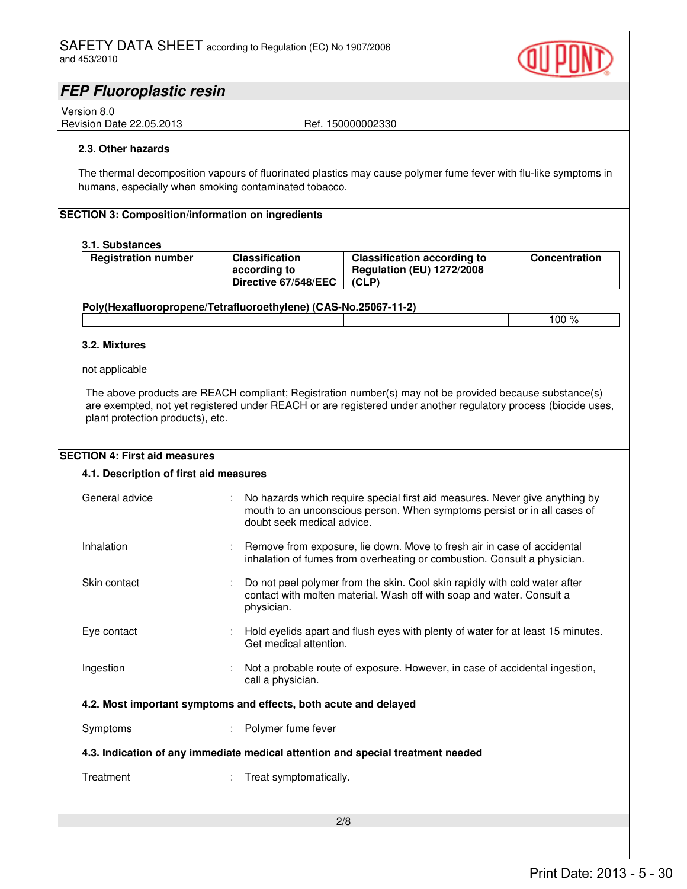#### 2.3. Other hazards

The thermal decomposition vapours of fluorinated plastics may cause polymer fume fever with flu-like symptoms in humans, especially when smoking contaminated tobacco.

## SECTION 3: Composition/information on ingredients

### 3.1. Substances

| Registration number | Classification according to Directive 67/548/EEC | Classification according to Regulation (EU) 1272/2008 (CLP) | Concentration |
|---|---|---|---|
| **Poly(Hexafluoropropene/Tetrafluoroethylene) (CAS-No.25067-11-2)** | | | |
| | | | 100 % |

### 3.2. Mixtures

not applicable

The above products are REACH compliant; Registration number(s) may not be provided because substance(s) are exempted, not yet registered under REACH or are registered under another regulatory process (biocide uses, plant protection products), etc.

## SECTION 4: First aid measures

### 4.1. Description of first aid measures

General advice : No hazards which require special first aid measures. Never give anything by mouth to an unconscious person. When symptoms persist or in all cases of doubt seek medical advice.

Inhalation : Remove from exposure, lie down. Move to fresh air in case of accidental inhalation of fumes from overheating or combustion. Consult a physician.

Skin contact : Do not peel polymer from the skin. Cool skin rapidly with cold water after contact with molten material. Wash off with soap and water. Consult a physician.

Eye contact : Hold eyelids apart and flush eyes with plenty of water for at least 15 minutes. Get medical attention.

Ingestion : Not a probable route of exposure. However, in case of accidental ingestion, call a physician.

### 4.2. Most important symptoms and effects, both acute and delayed

Symptoms : Polymer fume fever

### 4.3. Indication of any immediate medical attention and special treatment needed

Treatment : Treat symptomatically.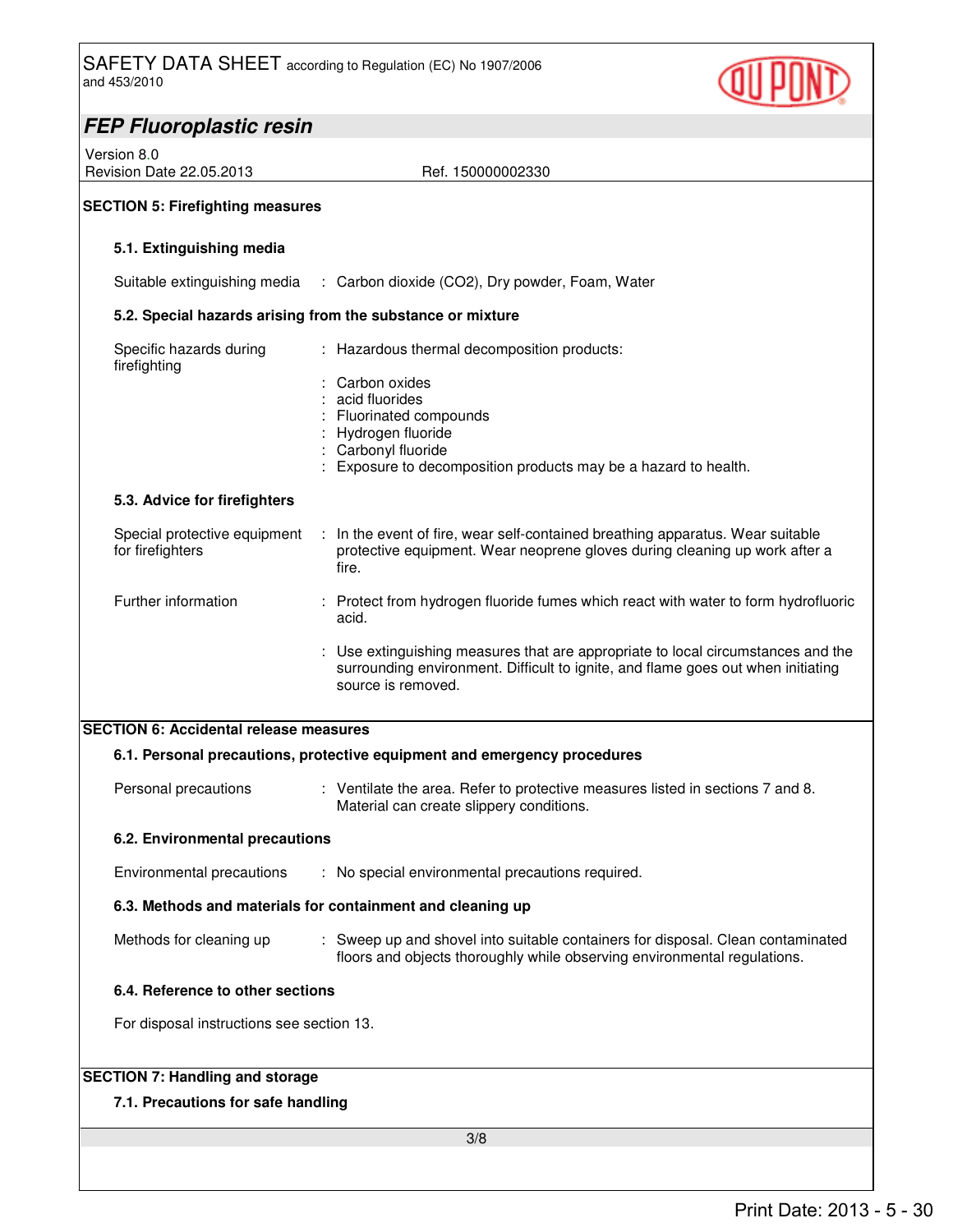## SECTION 5: Firefighting measures

### 5.1. Extinguishing media

Suitable extinguishing media : Carbon dioxide ($CO_2$), Dry powder, Foam, Water

### 5.2. Special hazards arising from the substance or mixture

Specific hazards during firefighting : Hazardous thermal decomposition products:

: Carbon oxides
: acid fluorides
: Fluorinated compounds
: Hydrogen fluoride
: Carbonyl fluoride
: Exposure to decomposition products may be a hazard to health.

### 5.3. Advice for firefighters

Special protective equipment for firefighters : In the event of fire, wear self-contained breathing apparatus. Wear suitable protective equipment. Wear neoprene gloves during cleaning up work after a fire.

Further information : Protect from hydrogen fluoride fumes which react with water to form hydrofluoric acid.

: Use extinguishing measures that are appropriate to local circumstances and the surrounding environment. Difficult to ignite, and flame goes out when initiating source is removed.

## SECTION 6: Accidental release measures

### 6.1. Personal precautions, protective equipment and emergency procedures

Personal precautions : Ventilate the area. Refer to protective measures listed in sections 7 and 8. Material can create slippery conditions.

### 6.2. Environmental precautions

Environmental precautions : No special environmental precautions required.

### 6.3. Methods and materials for containment and cleaning up

Methods for cleaning up : Sweep up and shovel into suitable containers for disposal. Clean contaminated floors and objects thoroughly while observing environmental regulations.

### 6.4. Reference to other sections

For disposal instructions see section 13.

## SECTION 7: Handling and storage

### 7.1. Precautions for safe handling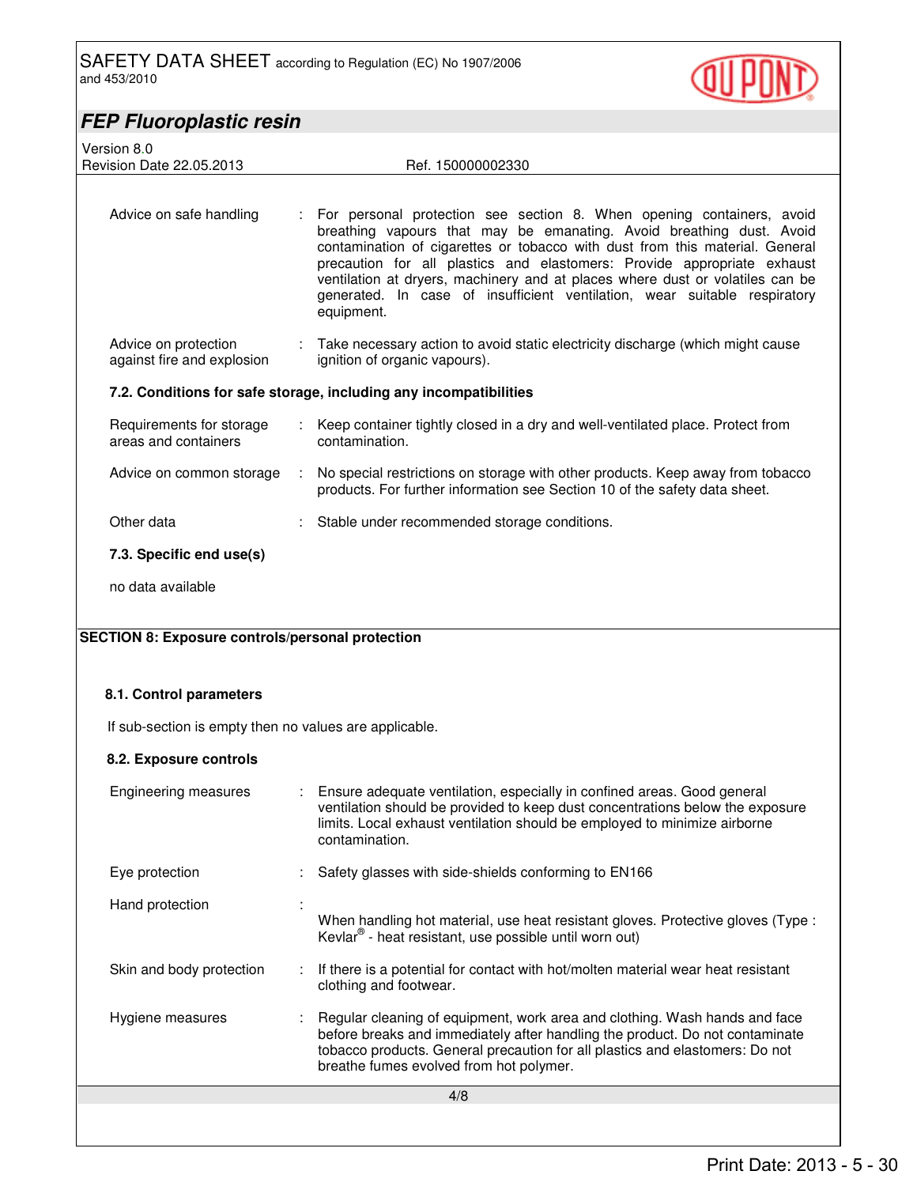| | | |
|---|---|---|
| Advice on safe handling | : | For personal protection see section 8. When opening containers, avoid breathing vapours that may be emanating. Avoid breathing dust. Avoid contamination of cigarettes or tobacco with dust from this material. General precaution for all plastics and elastomers: Provide appropriate exhaust ventilation at dryers, machinery and at places where dust or volatiles can be generated. In case of insufficient ventilation, wear suitable respiratory equipment. |
| Advice on protection against fire and explosion | : | Take necessary action to avoid static electricity discharge (which might cause ignition of organic vapours). |

### 7.2. Conditions for safe storage, including any incompatibilities

| | | |
|---|---|---|
| Requirements for storage areas and containers | : | Keep container tightly closed in a dry and well-ventilated place. Protect from contamination. |
| Advice on common storage | : | No special restrictions on storage with other products. Keep away from tobacco products. For further information see Section 10 of the safety data sheet. |
| Other data | : | Stable under recommended storage conditions. |

### 7.3. Specific end use(s)

no data available

## SECTION 8: Exposure controls/personal protection

### 8.1. Control parameters

If sub-section is empty then no values are applicable.

### 8.2. Exposure controls

| | | |
|---|---|---|
| Engineering measures | : | Ensure adequate ventilation, especially in confined areas. Good general ventilation should be provided to keep dust concentrations below the exposure limits. Local exhaust ventilation should be employed to minimize airborne contamination. |
| Eye protection | : | Safety glasses with side-shields conforming to EN166 |
| Hand protection | : | When handling hot material, use heat resistant gloves. Protective gloves (Type : Kevlar® - heat resistant, use possible until worn out) |
| Skin and body protection | : | If there is a potential for contact with hot/molten material wear heat resistant clothing and footwear. |
| Hygiene measures | : | Regular cleaning of equipment, work area and clothing. Wash hands and face before breaks and immediately after handling the product. Do not contaminate tobacco products. General precaution for all plastics and elastomers: Do not breathe fumes evolved from hot polymer. |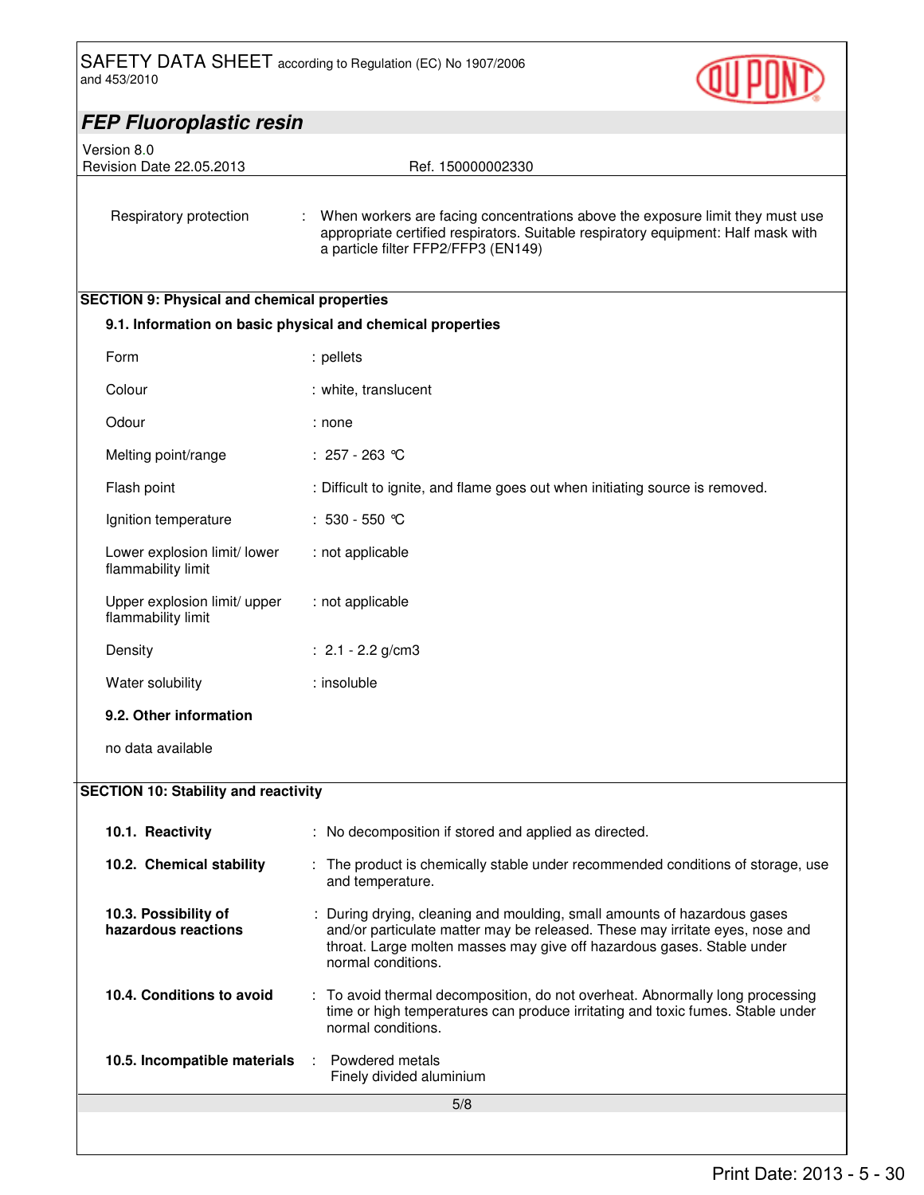| | |
|---|---|
| Respiratory protection | : When workers are facing concentrations above the exposure limit they must use appropriate certified respirators. Suitable respiratory equipment: Half mask with a particle filter FFP2/FFP3 (EN149) |

## SECTION 9: Physical and chemical properties

### 9.1. Information on basic physical and chemical properties

| | |
|---|---|
| Form | : pellets |
| Colour | : white, translucent |
| Odour | : none |
| Melting point/range | : 257 - 263 °C |
| Flash point | : Difficult to ignite, and flame goes out when initiating source is removed. |
| Ignition temperature | : 530 - 550 °C |
| Lower explosion limit/ lower flammability limit | : not applicable |
| Upper explosion limit/ upper flammability limit | : not applicable |
| Density | : 2.1 - 2.2 g/cm3 |
| Water solubility | : insoluble |

### 9.2. Other information

no data available

## SECTION 10: Stability and reactivity

| | |
|---|---|
| **10.1. Reactivity** | : No decomposition if stored and applied as directed. |
| **10.2. Chemical stability** | : The product is chemically stable under recommended conditions of storage, use and temperature. |
| **10.3. Possibility of hazardous reactions** | : During drying, cleaning and moulding, small amounts of hazardous gases and/or particulate matter may be released. These may irritate eyes, nose and throat. Large molten masses may give off hazardous gases. Stable under normal conditions. |
| **10.4. Conditions to avoid** | : To avoid thermal decomposition, do not overheat. Abnormally long processing time or high temperatures can produce irritating and toxic fumes. Stable under normal conditions. |
| **10.5. Incompatible materials** | : Powdered metals<br>Finely divided aluminium |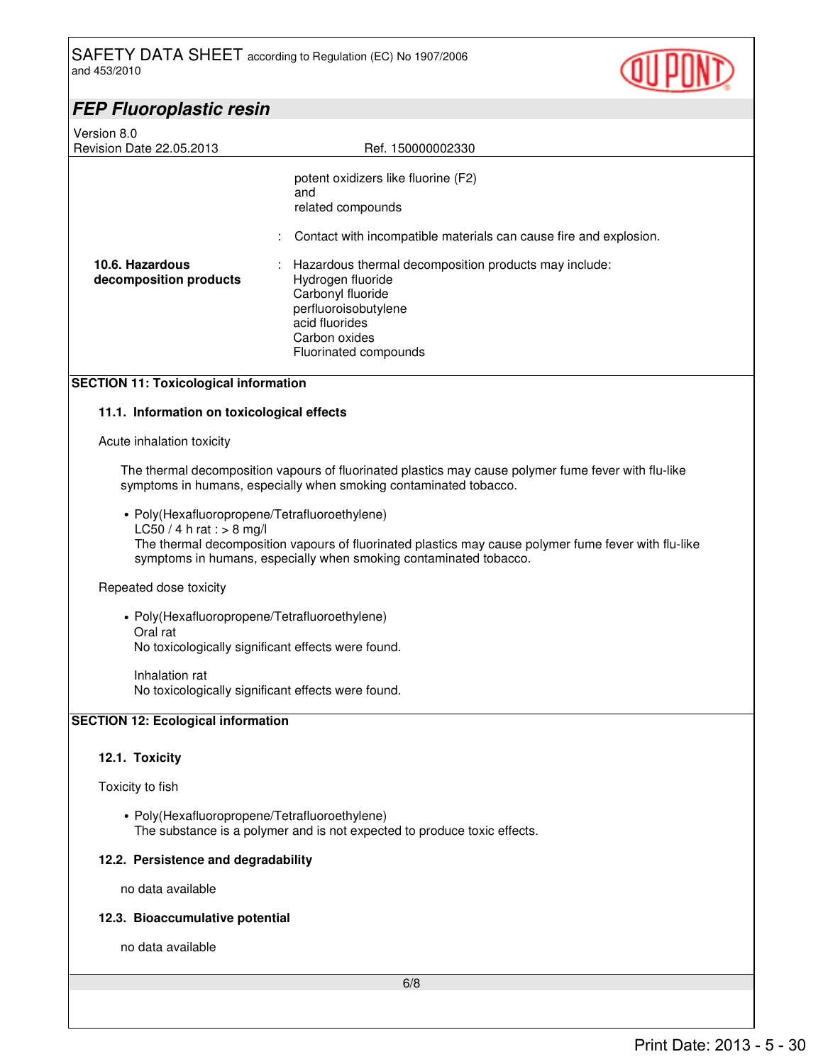| | | |
|---|---|---|
| | | potent oxidizers like fluorine ($F_2$) and related compounds |
| | : | Contact with incompatible materials can cause fire and explosion. |
| **10.6. Hazardous decomposition products** | : | Hazardous thermal decomposition products may include:<br>Hydrogen fluoride<br>Carbonyl fluoride<br>perfluoroisobutylene<br>acid fluorides<br>Carbon oxides<br>Fluorinated compounds |

## SECTION 11: Toxicological information

### 11.1. Information on toxicological effects

Acute inhalation toxicity

The thermal decomposition vapours of fluorinated plastics may cause polymer fume fever with flu-like symptoms in humans, especially when smoking contaminated tobacco.

- Poly(Hexafluoropropene/Tetrafluoroethylene)
  LC50 / 4 h rat : > 8 mg/l
  The thermal decomposition vapours of fluorinated plastics may cause polymer fume fever with flu-like symptoms in humans, especially when smoking contaminated tobacco.

Repeated dose toxicity

- Poly(Hexafluoropropene/Tetrafluoroethylene)
  Oral rat
  No toxicologically significant effects were found.

  Inhalation rat
  No toxicologically significant effects were found.

## SECTION 12: Ecological information

### 12.1. Toxicity

Toxicity to fish

- Poly(Hexafluoropropene/Tetrafluoroethylene)
  The substance is a polymer and is not expected to produce toxic effects.

### 12.2. Persistence and degradability

no data available

### 12.3. Bioaccumulative potential

no data available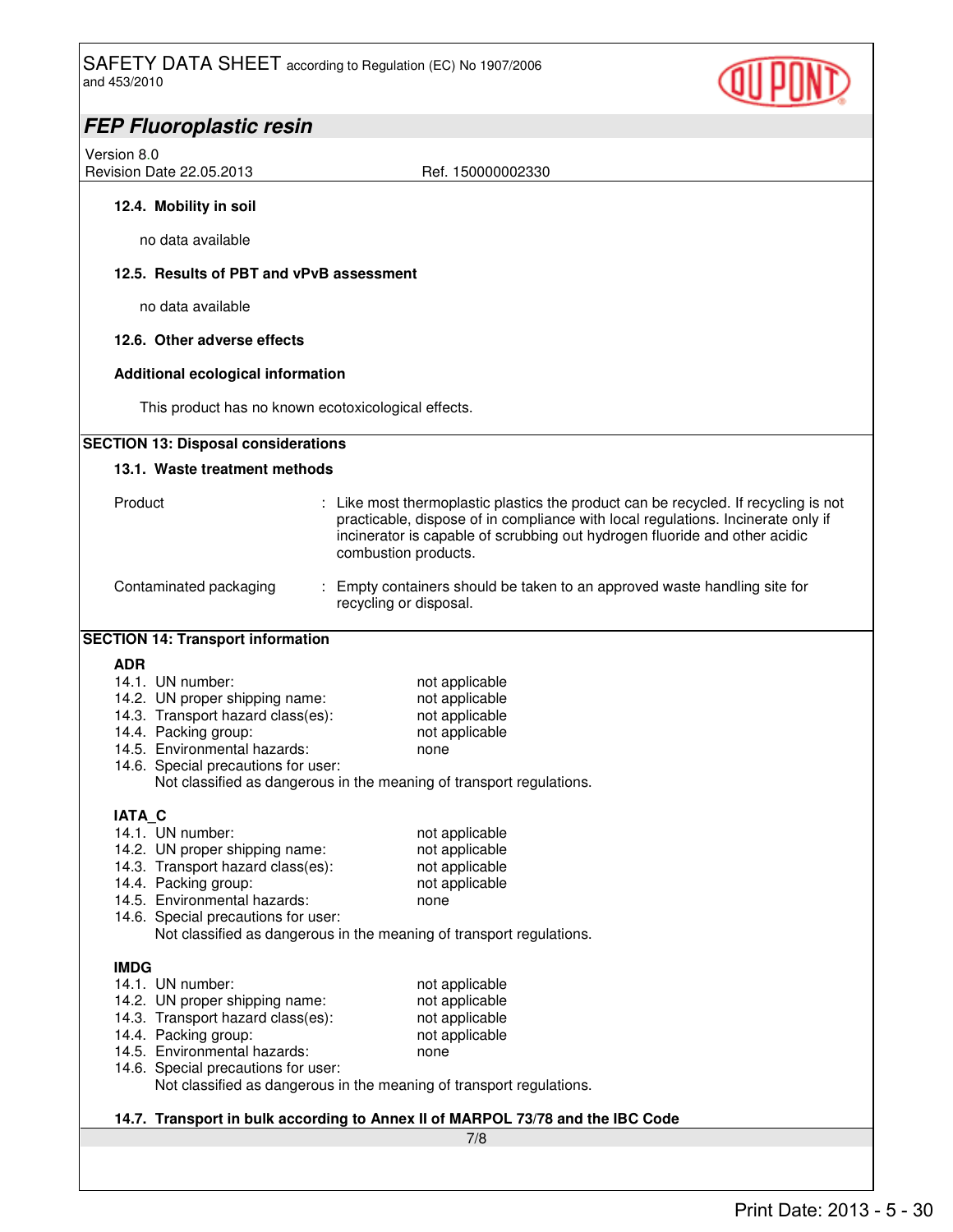### 12.4. Mobility in soil

no data available

### 12.5. Results of PBT and vPvB assessment

no data available

### 12.6. Other adverse effects

**Additional ecological information**

This product has no known ecotoxicological effects.

## SECTION 13: Disposal considerations

### 13.1. Waste treatment methods

| | |
|---|---|
| Product | : Like most thermoplastic plastics the product can be recycled. If recycling is not practicable, dispose of in compliance with local regulations. Incinerate only if incinerator is capable of scrubbing out hydrogen fluoride and other acidic combustion products. |
| Contaminated packaging | : Empty containers should be taken to an approved waste handling site for recycling or disposal. |

## SECTION 14: Transport information

**ADR**

| | |
|---|---|
| 14.1. UN number: | not applicable |
| 14.2. UN proper shipping name: | not applicable |
| 14.3. Transport hazard class(es): | not applicable |
| 14.4. Packing group: | not applicable |
| 14.5. Environmental hazards: | none |
| 14.6. Special precautions for user: | |

Not classified as dangerous in the meaning of transport regulations.

**IATA_C**

| | |
|---|---|
| 14.1. UN number: | not applicable |
| 14.2. UN proper shipping name: | not applicable |
| 14.3. Transport hazard class(es): | not applicable |
| 14.4. Packing group: | not applicable |
| 14.5. Environmental hazards: | none |
| 14.6. Special precautions for user: | |

Not classified as dangerous in the meaning of transport regulations.

**IMDG**

| | |
|---|---|
| 14.1. UN number: | not applicable |
| 14.2. UN proper shipping name: | not applicable |
| 14.3. Transport hazard class(es): | not applicable |
| 14.4. Packing group: | not applicable |
| 14.5. Environmental hazards: | none |
| 14.6. Special precautions for user: | |

Not classified as dangerous in the meaning of transport regulations.

### 14.7. Transport in bulk according to Annex II of MARPOL 73/78 and the IBC Code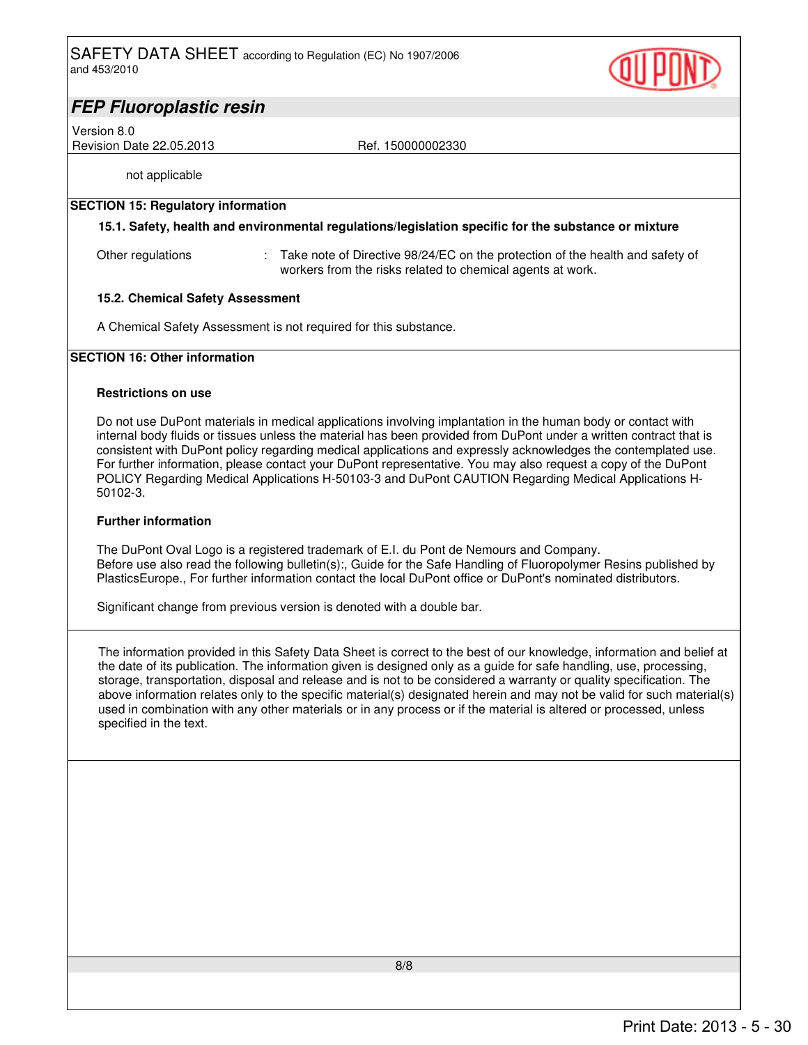not applicable

## SECTION 15: Regulatory information

### 15.1. Safety, health and environmental regulations/legislation specific for the substance or mixture

Other regulations : Take note of Directive 98/24/EC on the protection of the health and safety of workers from the risks related to chemical agents at work.

### 15.2. Chemical Safety Assessment

A Chemical Safety Assessment is not required for this substance.

## SECTION 16: Other information

**Restrictions on use**

Do not use DuPont materials in medical applications involving implantation in the human body or contact with internal body fluids or tissues unless the material has been provided from DuPont under a written contract that is consistent with DuPont policy regarding medical applications and expressly acknowledges the contemplated use. For further information, please contact your DuPont representative. You may also request a copy of the DuPont POLICY Regarding Medical Applications H-50103-3 and DuPont CAUTION Regarding Medical Applications H-50102-3.

**Further information**

The DuPont Oval Logo is a registered trademark of E.I. du Pont de Nemours and Company.
Before use also read the following bulletin(s):, Guide for the Safe Handling of Fluoropolymer Resins published by PlasticsEurope., For further information contact the local DuPont office or DuPont's nominated distributors.

Significant change from previous version is denoted with a double bar.

The information provided in this Safety Data Sheet is correct to the best of our knowledge, information and belief at the date of its publication. The information given is designed only as a guide for safe handling, use, processing, storage, transportation, disposal and release and is not to be considered a warranty or quality specification. The above information relates only to the specific material(s) designated herein and may not be valid for such material(s) used in combination with any other materials or in any process or if the material is altered or processed, unless specified in the text.